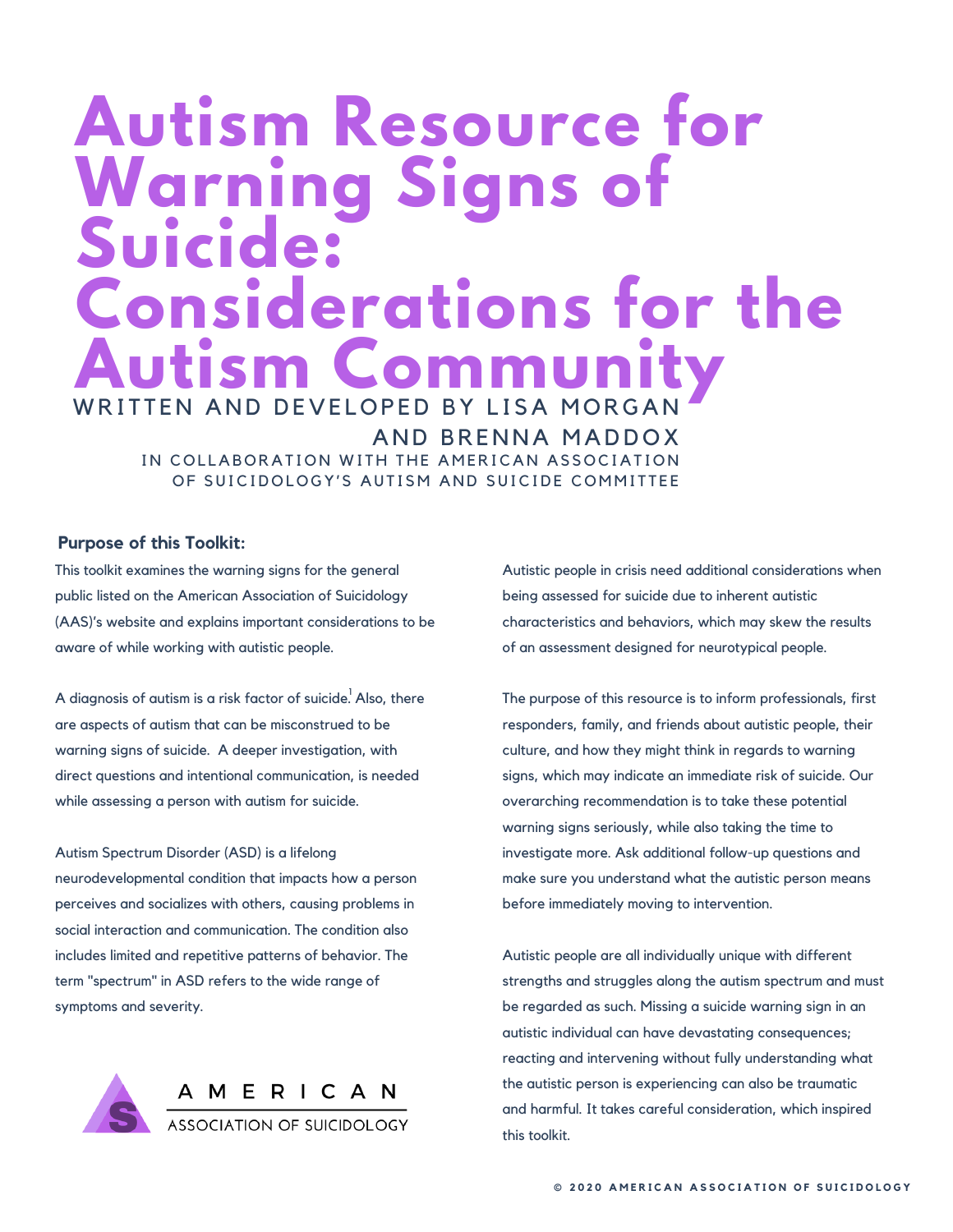# Autism Resource for Warning Signs of Suicide: Considerations for the Autism Community

WRITTEN AND DEVELOPED BY LISA MORGAN AND BRENNA MADDOX

IN COLLABORATION WITH THE AMERICAN ASSOCIATION OF SUICIDOLOGY'S AUTISM AND SUICIDE COMMITTEE

### Purpose of this Toolkit:

This toolkit examines the warning signs for the general public listed on the American Association of Suicidology (AAS)'s website and explains important considerations to be aware of while working with autistic people.

A diagnosis of autism is a risk factor of suicide.[1] Also, there are aspects of autism that can be misconstrued to be warning signs of suicide. A deeper investigation, with direct questions and intentional communication, is needed while assessing a person with autism for suicide.

Autism Spectrum Disorder (ASD) is a lifelong neurodevelopmental condition that impacts how a person perceives and socializes with others, causing problems in social interaction and communication. The condition also includes limited and repetitive patterns of behavior. The term "spectrum" in ASD refers to the wide range of symptoms and severity.

AMERICAN ASSOCIATION OF SUICIDOLOGY

Autistic people in crisis need additional considerations when being assessed for suicide due to inherent autistic characteristics and behaviors, which may skew the results of an assessment designed for neurotypical people.

The purpose of this resource is to inform professionals, first responders, family, and friends about autistic people, their culture, and how they might think in regards to warning signs, which may indicate an immediate risk of suicide. Our overarching recommendation is to take these potential warning signs seriously, while also taking the time to investigate more. Ask additional follow-up questions and make sure you understand what the autistic person means before immediately moving to intervention.

Autistic people are all individually unique with different strengths and struggles along the autism spectrum and must be regarded as such. Missing a suicide warning sign in an autistic individual can have devastating consequences; reacting and intervening without fully understanding what the autistic person is experiencing can also be traumatic and harmful. It takes careful consideration, which inspired this toolkit.

© 2020 AMERICAN ASSOCIATION OF SUICIDOLOGY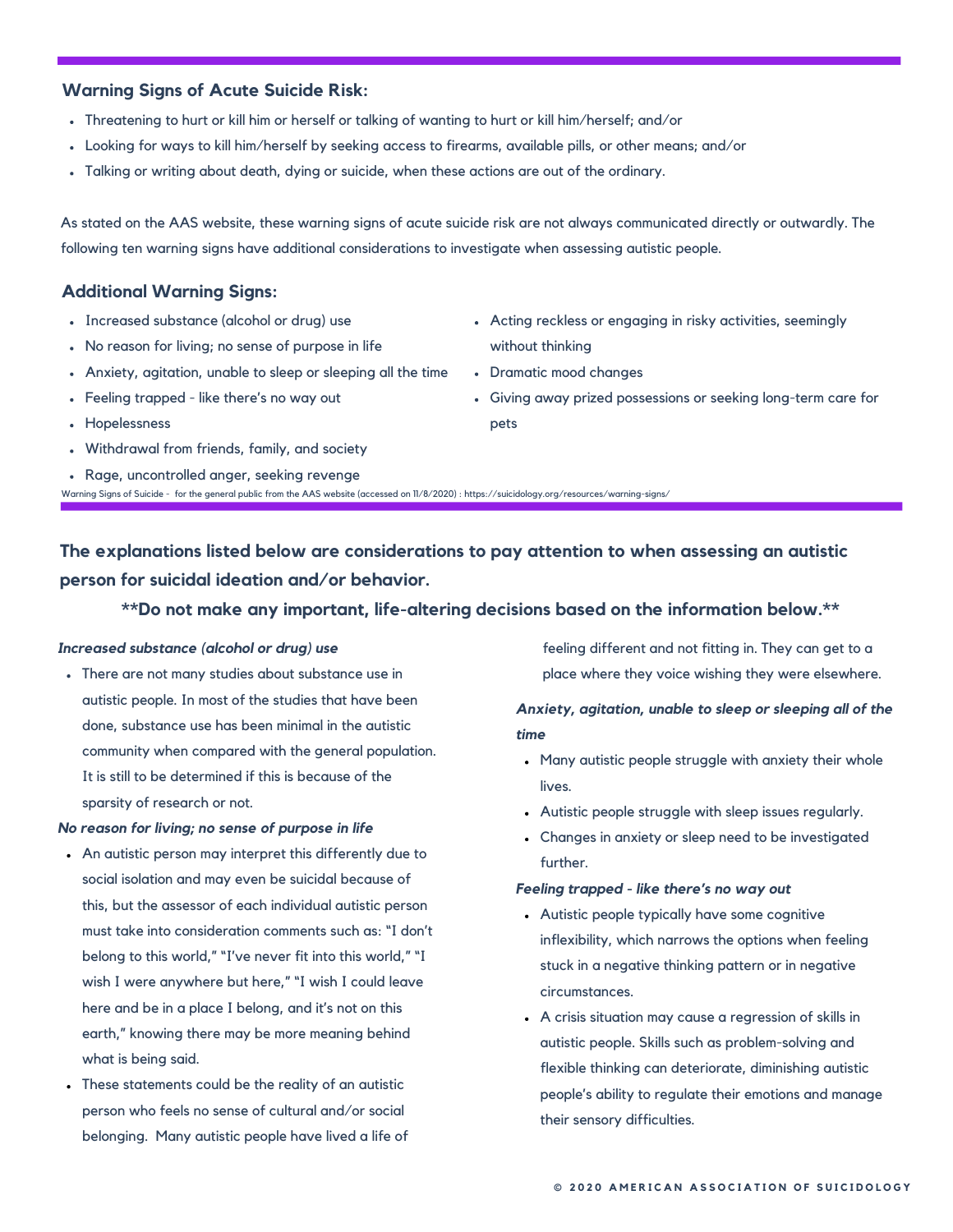### Warning Signs of Acute Suicide Risk:

- Threatening to hurt or kill him or herself or talking of wanting to hurt or kill him/herself; and/or
- Looking for ways to kill him/herself by seeking access to firearms, available pills, or other means; and/or
- Talking or writing about death, dying or suicide, when these actions are out of the ordinary.

As stated on the AAS website, these warning signs of acute suicide risk are not always communicated directly or outwardly. The following ten warning signs have additional considerations to investigate when assessing autistic people.

### Additional Warning Signs:

- Increased substance (alcohol or drug) use
- No reason for living; no sense of purpose in life
- Anxiety, agitation, unable to sleep or sleeping all the time
- Feeling trapped - like there's no way out
- Hopelessness
- Withdrawal from friends, family, and society
- Rage, uncontrolled anger, seeking revenge
- Acting reckless or engaging in risky activities, seemingly without thinking
- Dramatic mood changes
- Giving away prized possessions or seeking long-term care for pets

Warning Signs of Suicide - for the general public from the AAS website (accessed on 11/8/2020) : https://suicidology.org/resources/warning-signs/

### The explanations listed below are considerations to pay attention to when assessing an autistic person for suicidal ideation and/or behavior.

**\*\*Do not make any important, life-altering decisions based on the information below.\*\***

***Increased substance (alcohol or drug) use***

- There are not many studies about substance use in autistic people. In most of the studies that have been done, substance use has been minimal in the autistic community when compared with the general population. It is still to be determined if this is because of the sparsity of research or not.

***No reason for living; no sense of purpose in life***

- An autistic person may interpret this differently due to social isolation and may even be suicidal because of this, but the assessor of each individual autistic person must take into consideration comments such as: "I don't belong to this world," "I've never fit into this world," "I wish I were anywhere but here," "I wish I could leave here and be in a place I belong, and it's not on this earth," knowing there may be more meaning behind what is being said.
- These statements could be the reality of an autistic person who feels no sense of cultural and/or social belonging. Many autistic people have lived a life of feeling different and not fitting in. They can get to a place where they voice wishing they were elsewhere.

***Anxiety, agitation, unable to sleep or sleeping all of the time***

- Many autistic people struggle with anxiety their whole lives.
- Autistic people struggle with sleep issues regularly.
- Changes in anxiety or sleep need to be investigated further.

***Feeling trapped - like there's no way out***

- Autistic people typically have some cognitive inflexibility, which narrows the options when feeling stuck in a negative thinking pattern or in negative circumstances.
- A crisis situation may cause a regression of skills in autistic people. Skills such as problem-solving and flexible thinking can deteriorate, diminishing autistic people's ability to regulate their emotions and manage their sensory difficulties.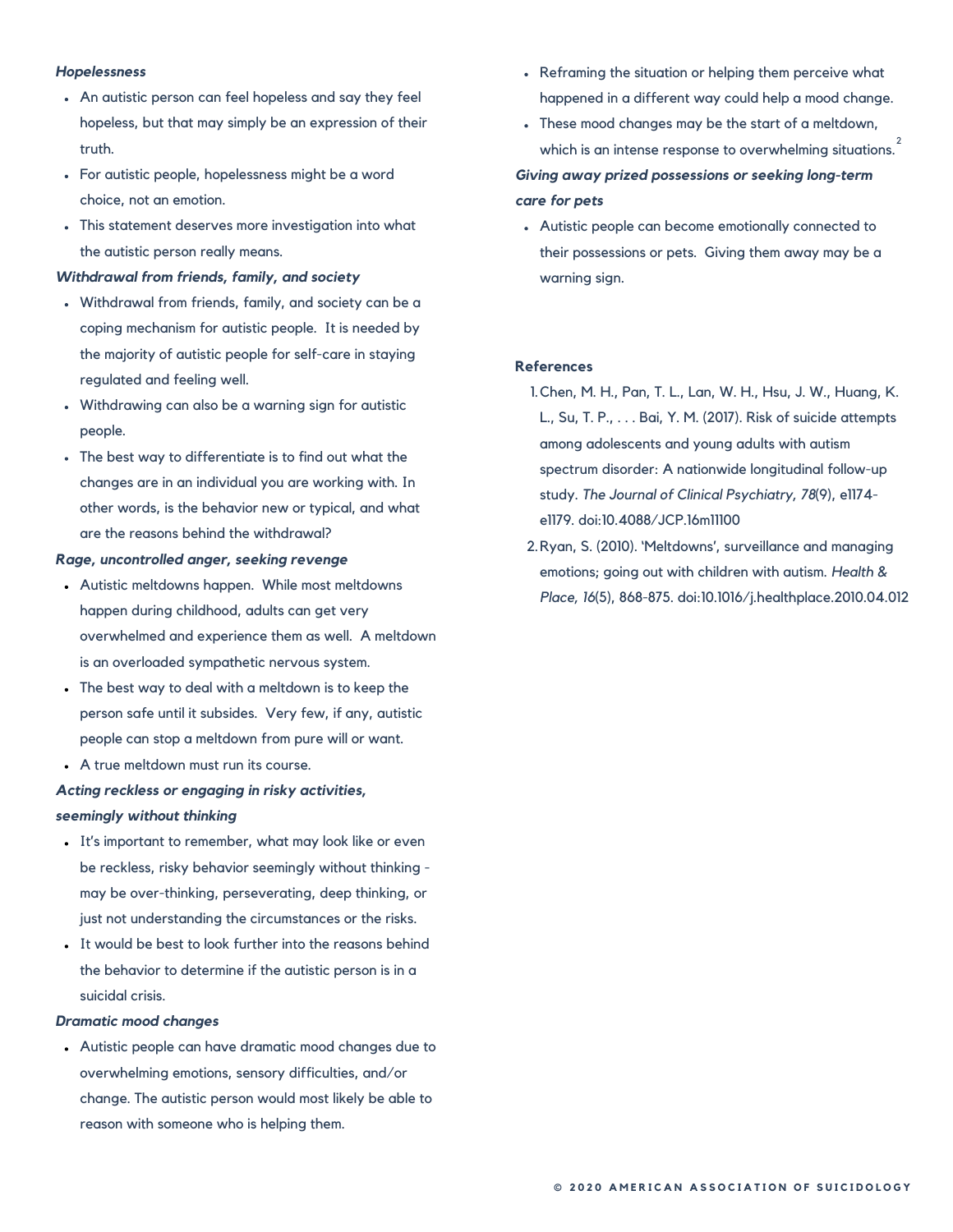***Hopelessness***

- An autistic person can feel hopeless and say they feel hopeless, but that may simply be an expression of their truth.
- For autistic people, hopelessness might be a word choice, not an emotion.
- This statement deserves more investigation into what the autistic person really means.

***Withdrawal from friends, family, and society***

- Withdrawal from friends, family, and society can be a coping mechanism for autistic people. It is needed by the majority of autistic people for self-care in staying regulated and feeling well.
- Withdrawing can also be a warning sign for autistic people.
- The best way to differentiate is to find out what the changes are in an individual you are working with. In other words, is the behavior new or typical, and what are the reasons behind the withdrawal?

***Rage, uncontrolled anger, seeking revenge***

- Autistic meltdowns happen. While most meltdowns happen during childhood, adults can get very overwhelmed and experience them as well. A meltdown is an overloaded sympathetic nervous system.
- The best way to deal with a meltdown is to keep the person safe until it subsides. Very few, if any, autistic people can stop a meltdown from pure will or want.
- A true meltdown must run its course.

***Acting reckless or engaging in risky activities, seemingly without thinking***

- It's important to remember, what may look like or even be reckless, risky behavior seemingly without thinking - may be over-thinking, perseverating, deep thinking, or just not understanding the circumstances or the risks.
- It would be best to look further into the reasons behind the behavior to determine if the autistic person is in a suicidal crisis.

***Dramatic mood changes***

- Autistic people can have dramatic mood changes due to overwhelming emotions, sensory difficulties, and/or change. The autistic person would most likely be able to reason with someone who is helping them.
- Reframing the situation or helping them perceive what happened in a different way could help a mood change.
- These mood changes may be the start of a meltdown, which is an intense response to overwhelming situations.[2]

***Giving away prized possessions or seeking long-term care for pets***

- Autistic people can become emotionally connected to their possessions or pets. Giving them away may be a warning sign.

**References**

1. Chen, M. H., Pan, T. L., Lan, W. H., Hsu, J. W., Huang, K. L., Su, T. P., . . . Bai, Y. M. (2017). Risk of suicide attempts among adolescents and young adults with autism spectrum disorder: A nationwide longitudinal follow-up study. *The Journal of Clinical Psychiatry, 78*(9), e1174-e1179. doi:10.4088/JCP.16m11100
2. Ryan, S. (2010). 'Meltdowns', surveillance and managing emotions; going out with children with autism. *Health & Place, 16*(5), 868-875. doi:10.1016/j.healthplace.2010.04.012

© 2020 AMERICAN ASSOCIATION OF SUICIDOLOGY